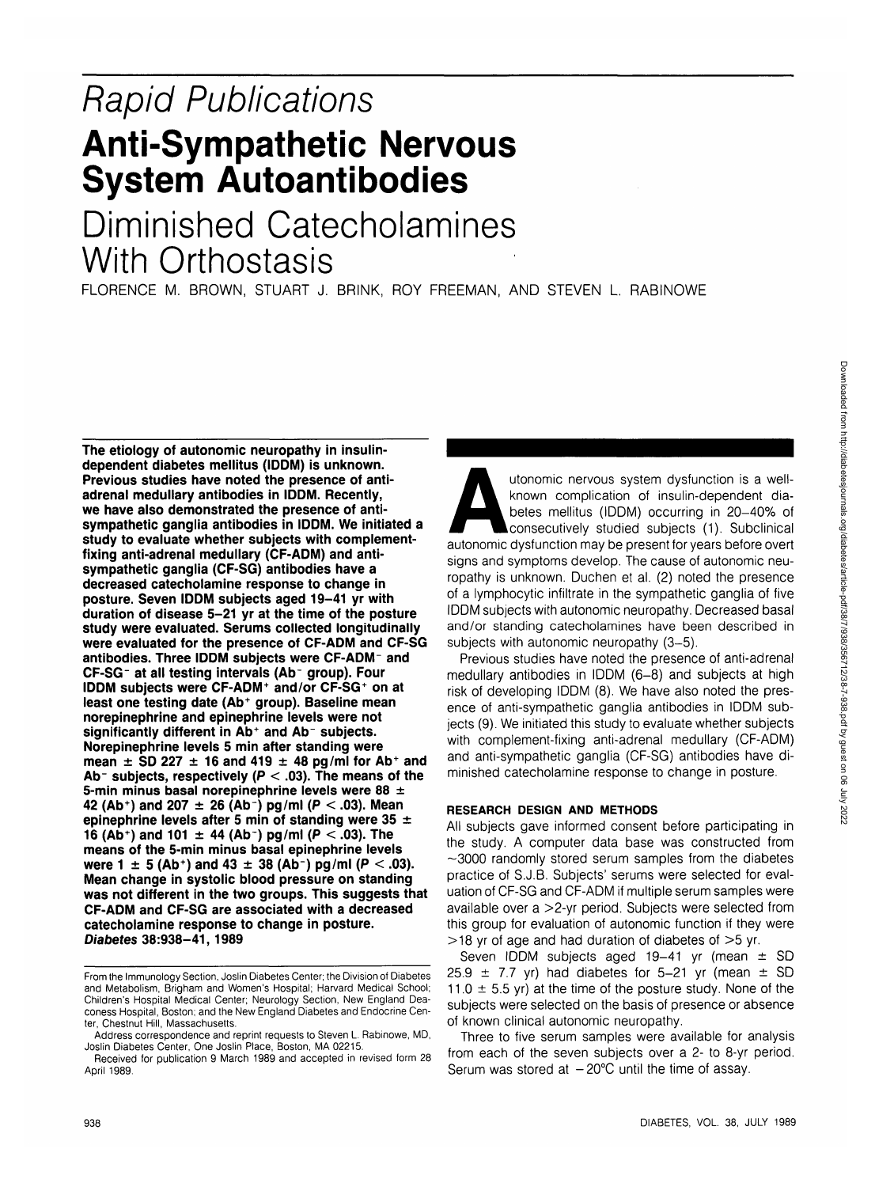*Rapid Publications*

# Anti-Sympathetic Nervous System Autoantibodies

## Diminished Catecholamines With Orthostasis

FLORENCE M. BROWN, STUART J. BRINK, ROY FREEMAN, AND STEVEN L. RABINOWE

**The etiology of autonomic neuropathy in insulin-dependent diabetes mellitus (IDDM) is unknown. Previous studies have noted the presence of anti-adrenal medullary antibodies in IDDM. Recently, we have also demonstrated the presence of anti-sympathetic ganglia antibodies in IDDM. We initiated a study to evaluate whether subjects with complement-fixing anti-adrenal medullary (CF-ADM) and anti-sympathetic ganglia (CF-SG) antibodies have a decreased catecholamine response to change in posture. Seven IDDM subjects aged 19–41 yr with duration of disease 5–21 yr at the time of the posture study were evaluated. Serums collected longitudinally were evaluated for the presence of CF-ADM and CF-SG antibodies. Three IDDM subjects were CF-ADM$^-$ and CF-SG$^-$ at all testing intervals (Ab$^-$ group). Four IDDM subjects were CF-ADM$^+$ and/or CF-SG$^+$ on at least one testing date (Ab$^+$ group). Baseline mean norepinephrine and epinephrine levels were not significantly different in Ab$^+$ and Ab$^-$ subjects. Norepinephrine levels 5 min after standing were mean ± SD 227 ± 16 and 419 ± 48 pg/ml for Ab$^+$ and Ab$^-$ subjects, respectively ($P < .03$). The means of the 5-min minus basal norepinephrine levels were 88 ± 42 (Ab$^+$) and 207 ± 26 (Ab$^-$) pg/ml ($P < .03$). Mean epinephrine levels after 5 min of standing were 35 ± 16 (Ab$^+$) and 101 ± 44 (Ab$^-$) pg/ml ($P < .03$). The means of the 5-min minus basal epinephrine levels were 1 ± 5 (Ab$^+$) and 43 ± 38 (Ab$^-$) pg/ml ($P < .03$). Mean change in systolic blood pressure on standing was not different in the two groups. This suggests that CF-ADM and CF-SG are associated with a decreased catecholamine response to change in posture.** ***Diabetes* 38:938–41, 1989**

From the Immunology Section, Joslin Diabetes Center; the Division of Diabetes and Metabolism, Brigham and Women's Hospital; Harvard Medical School; Children's Hospital Medical Center; Neurology Section, New England Deaconess Hospital, Boston; and the New England Diabetes and Endocrine Center, Chestnut Hill, Massachusetts.

Address correspondence and reprint requests to Steven L. Rabinowe, MD, Joslin Diabetes Center, One Joslin Place, Boston, MA 02215.

Received for publication 9 March 1989 and accepted in revised form 28 April 1989.

Autonomic nervous system dysfunction is a well-known complication of insulin-dependent diabetes mellitus (IDDM) occurring in 20–40% of consecutively studied subjects (1). Subclinical autonomic dysfunction may be present for years before overt signs and symptoms develop. The cause of autonomic neuropathy is unknown. Duchen et al. (2) noted the presence of a lymphocytic infiltrate in the sympathetic ganglia of five IDDM subjects with autonomic neuropathy. Decreased basal and/or standing catecholamines have been described in subjects with autonomic neuropathy (3–5).

Previous studies have noted the presence of anti-adrenal medullary antibodies in IDDM (6–8) and subjects at high risk of developing IDDM (8). We have also noted the presence of anti-sympathetic ganglia antibodies in IDDM subjects (9). We initiated this study to evaluate whether subjects with complement-fixing anti-adrenal medullary (CF-ADM) and anti-sympathetic ganglia (CF-SG) antibodies have diminished catecholamine response to change in posture.

### RESEARCH DESIGN AND METHODS

All subjects gave informed consent before participating in the study. A computer data base was constructed from ~3000 randomly stored serum samples from the diabetes practice of S.J.B. Subjects' serums were selected for evaluation of CF-SG and CF-ADM if multiple serum samples were available over a >2-yr period. Subjects were selected from this group for evaluation of autonomic function if they were >18 yr of age and had duration of diabetes of >5 yr.

Seven IDDM subjects aged 19–41 yr (mean ± SD 25.9 ± 7.7 yr) had diabetes for 5–21 yr (mean ± SD 11.0 ± 5.5 yr) at the time of the posture study. None of the subjects were selected on the basis of presence or absence of known clinical autonomic neuropathy.

Three to five serum samples were available for analysis from each of the seven subjects over a 2- to 8-yr period. Serum was stored at −20°C until the time of assay.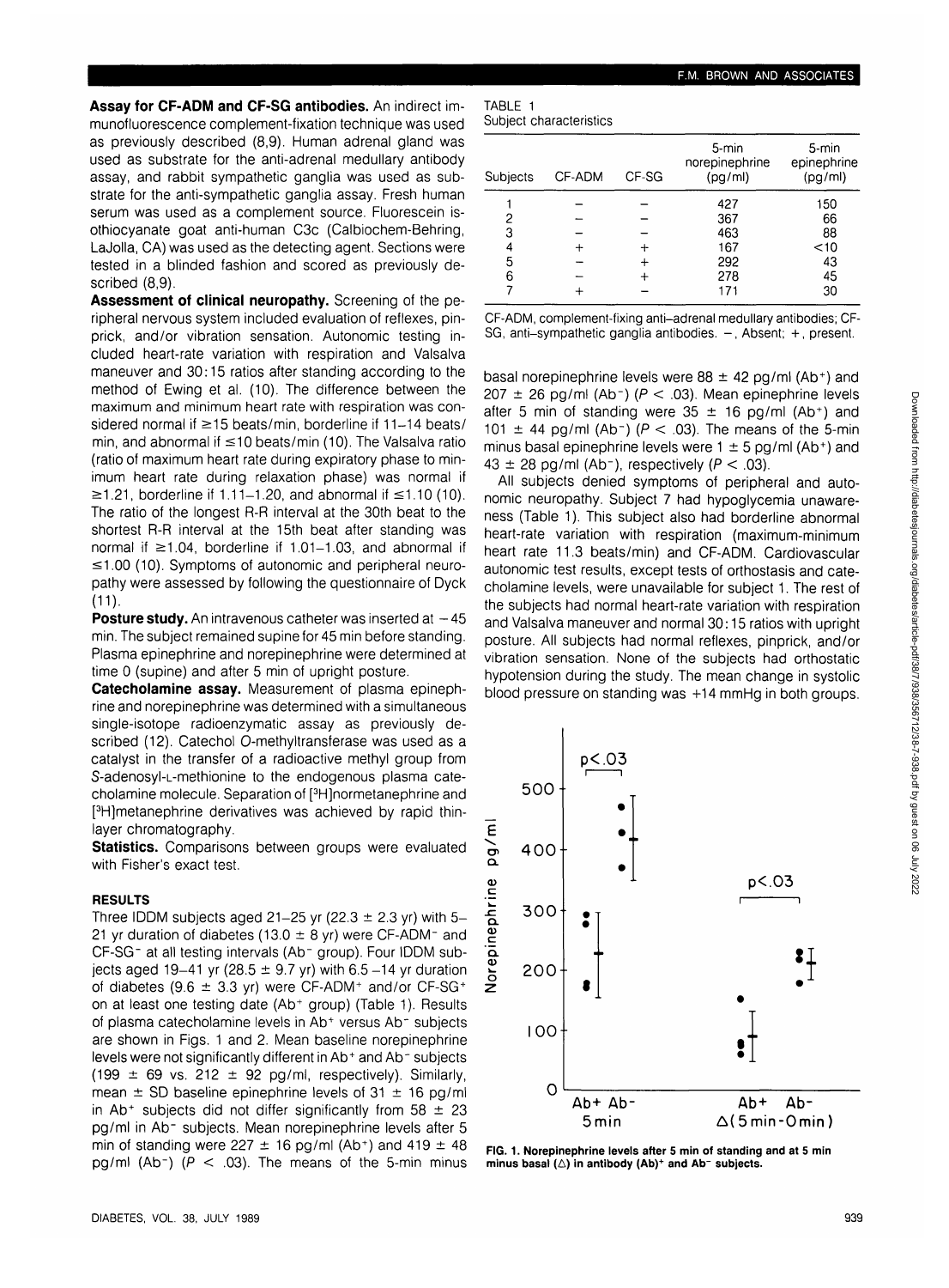**Assay for CF-ADM and CF-SG antibodies.** An indirect immunofluorescence complement-fixation technique was used as previously described (8,9). Human adrenal gland was used as substrate for the anti-adrenal medullary antibody assay, and rabbit sympathetic ganglia was used as substrate for the anti-sympathetic ganglia assay. Fresh human serum was used as a complement source. Fluorescein isothiocyanate goat anti-human C3c (Calbiochem-Behring, LaJolla, CA) was used as the detecting agent. Sections were tested in a blinded fashion and scored as previously described (8,9).

**Assessment of clinical neuropathy.** Screening of the peripheral nervous system included evaluation of reflexes, pinprick, and/or vibration sensation. Autonomic testing included heart-rate variation with respiration and Valsalva maneuver and 30:15 ratios after standing according to the method of Ewing et al. (10). The difference between the maximum and minimum heart rate with respiration was considered normal if ≥15 beats/min, borderline if 11–14 beats/min, and abnormal if ≤10 beats/min (10). The Valsalva ratio (ratio of maximum heart rate during expiratory phase to minimum heart rate during relaxation phase) was normal if ≥1.21, borderline if 1.11–1.20, and abnormal if ≤1.10 (10). The ratio of the longest R-R interval at the 30th beat to the shortest R-R interval at the 15th beat after standing was normal if ≥1.04, borderline if 1.01–1.03, and abnormal if ≤1.00 (10). Symptoms of autonomic and peripheral neuropathy were assessed by following the questionnaire of Dyck (11).

**Posture study.** An intravenous catheter was inserted at −45 min. The subject remained supine for 45 min before standing. Plasma epinephrine and norepinephrine were determined at time 0 (supine) and after 5 min of upright posture.

**Catecholamine assay.** Measurement of plasma epinephrine and norepinephrine was determined with a simultaneous single-isotope radioenzymatic assay as previously described (12). Catechol O-methyltransferase was used as a catalyst in the transfer of a radioactive methyl group from S-adenosyl-L-methionine to the endogenous plasma catecholamine molecule. Separation of [$^3$H]normetanephrine and [$^3$H]metanephrine derivatives was achieved by rapid thin-layer chromatography.

**Statistics.** Comparisons between groups were evaluated with Fisher's exact test.

## RESULTS

Three IDDM subjects aged 21–25 yr (22.3 ± 2.3 yr) with 5–21 yr duration of diabetes (13.0 ± 8 yr) were CF-ADM$^-$ and CF-SG$^-$ at all testing intervals (Ab$^-$ group). Four IDDM subjects aged 19–41 yr (28.5 ± 9.7 yr) with 6.5–14 yr duration of diabetes (9.6 ± 3.3 yr) were CF-ADM$^+$ and/or CF-SG$^+$ on at least one testing date (Ab$^+$ group) (Table 1). Results of plasma catecholamine levels in Ab$^+$ versus Ab$^-$ subjects are shown in Figs. 1 and 2. Mean baseline norepinephrine levels were not significantly different in Ab$^+$ and Ab$^-$ subjects (199 ± 69 vs. 212 ± 92 pg/ml, respectively). Similarly, mean ± SD baseline epinephrine levels of 31 ± 16 pg/ml in Ab$^+$ subjects did not differ significantly from 58 ± 23 pg/ml in Ab$^-$ subjects. Mean norepinephrine levels after 5 min of standing were 227 ± 16 pg/ml (Ab$^+$) and 419 ± 48 pg/ml (Ab$^-$) ($P < .03$). The means of the 5-min minus basal norepinephrine levels were 88 ± 42 pg/ml (Ab$^+$) and 207 ± 26 pg/ml (Ab$^-$) ($P < .03$). Mean epinephrine levels after 5 min of standing were 35 ± 16 pg/ml (Ab$^+$) and 101 ± 44 pg/ml (Ab$^-$) ($P < .03$). The means of the 5-min minus basal epinephrine levels were 1 ± 5 pg/ml (Ab$^+$) and 43 ± 28 pg/ml (Ab$^-$), respectively ($P < .03$).

All subjects denied symptoms of peripheral and autonomic neuropathy. Subject 7 had hypoglycemia unawareness (Table 1). This subject also had borderline abnormal heart-rate variation with respiration (maximum-minimum heart rate 11.3 beats/min) and CF-ADM. Cardiovascular autonomic test results, except tests of orthostasis and catecholamine levels, were unavailable for subject 1. The rest of the subjects had normal heart-rate variation with respiration and Valsalva maneuver and normal 30:15 ratios with upright posture. All subjects had normal reflexes, pinprick, and/or vibration sensation. None of the subjects had orthostatic hypotension during the study. The mean change in systolic blood pressure on standing was +14 mmHg in both groups.

TABLE 1
Subject characteristics

| Subjects | CF-ADM | CF-SG | 5-min norepinephrine (pg/ml) | 5-min epinephrine (pg/ml) |
|---|---|---|---|---|
| 1 | − | − | 427 | 150 |
| 2 | − | − | 367 | 66 |
| 3 | − | − | 463 | 88 |
| 4 | + | + | 167 | <10 |
| 5 | − | + | 292 | 43 |
| 6 | − | + | 278 | 45 |
| 7 | + | − | 171 | 30 |

CF-ADM, complement-fixing anti–adrenal medullary antibodies; CF-SG, anti–sympathetic ganglia antibodies. −, Absent; +, present.

FIG. 1. Norepinephrine levels after 5 min of standing and at 5 min minus basal (Δ) in antibody (Ab)$^+$ and Ab$^-$ subjects.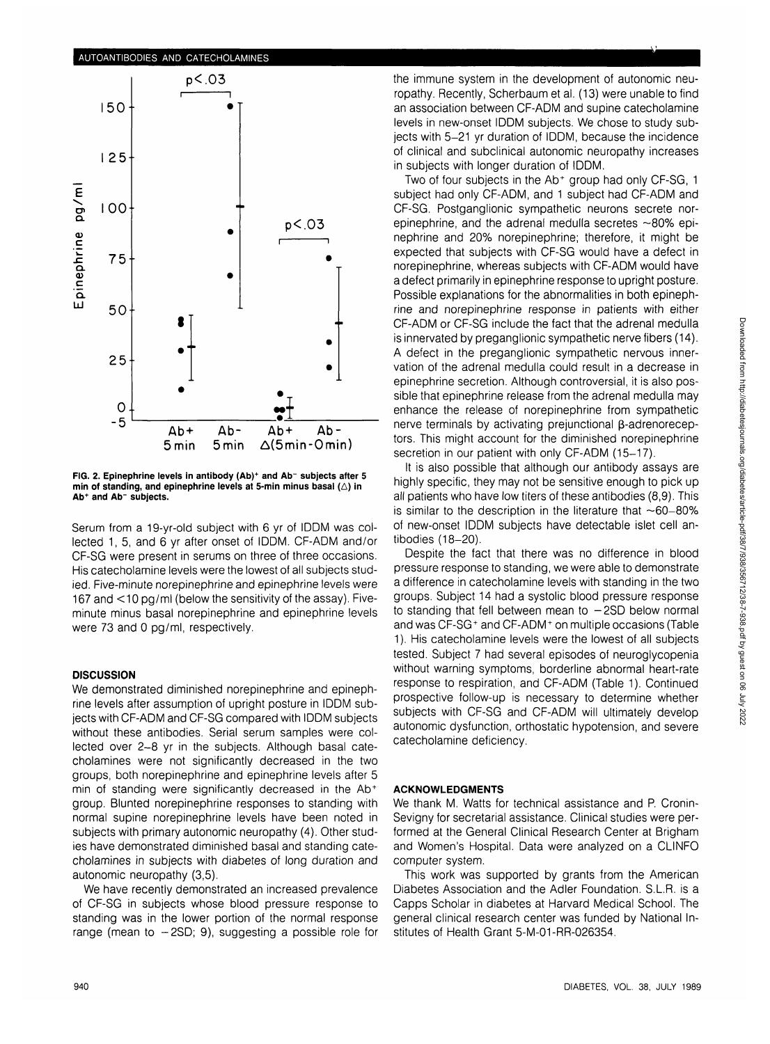FIG. 2. Epinephrine levels in antibody (Ab)$^+$ and Ab$^-$ subjects after 5 min of standing, and epinephrine levels at 5-min minus basal (Δ) in Ab$^+$ and Ab$^-$ subjects.

Serum from a 19-yr-old subject with 6 yr of IDDM was collected 1, 5, and 6 yr after onset of IDDM. CF-ADM and/or CF-SG were present in serums on three of three occasions. His catecholamine levels were the lowest of all subjects studied. Five-minute norepinephrine and epinephrine levels were 167 and <10 pg/ml (below the sensitivity of the assay). Five-minute minus basal norepinephrine and epinephrine levels were 73 and 0 pg/ml, respectively.

## DISCUSSION

We demonstrated diminished norepinephrine and epinephrine levels after assumption of upright posture in IDDM subjects with CF-ADM and CF-SG compared with IDDM subjects without these antibodies. Serial serum samples were collected over 2–8 yr in the subjects. Although basal catecholamines were not significantly decreased in the two groups, both norepinephrine and epinephrine levels after 5 min of standing were significantly decreased in the Ab$^+$ group. Blunted norepinephrine responses to standing with normal supine norepinephrine levels have been noted in subjects with primary autonomic neuropathy (4). Other studies have demonstrated diminished basal and standing catecholamines in subjects with diabetes of long duration and autonomic neuropathy (3,5).

We have recently demonstrated an increased prevalence of CF-SG in subjects whose blood pressure response to standing was in the lower portion of the normal response range (mean to −2SD; 9), suggesting a possible role for the immune system in the development of autonomic neuropathy. Recently, Scherbaum et al. (13) were unable to find an association between CF-ADM and supine catecholamine levels in new-onset IDDM subjects. We chose to study subjects with 5–21 yr duration of IDDM, because the incidence of clinical and subclinical autonomic neuropathy increases in subjects with longer duration of IDDM.

Two of four subjects in the Ab$^+$ group had only CF-SG, 1 subject had only CF-ADM, and 1 subject had CF-ADM and CF-SG. Postganglionic sympathetic neurons secrete norepinephrine, and the adrenal medulla secretes ~80% epinephrine and 20% norepinephrine; therefore, it might be expected that subjects with CF-SG would have a defect in norepinephrine, whereas subjects with CF-ADM would have a defect primarily in epinephrine response to upright posture. Possible explanations for the abnormalities in both epinephrine and norepinephrine response in patients with either CF-ADM or CF-SG include the fact that the adrenal medulla is innervated by preganglionic sympathetic nerve fibers (14). A defect in the preganglionic sympathetic nervous innervation of the adrenal medulla could result in a decrease in epinephrine secretion. Although controversial, it is also possible that epinephrine release from the adrenal medulla may enhance the release of norepinephrine from sympathetic nerve terminals by activating prejunctional β-adrenoreceptors. This might account for the diminished norepinephrine secretion in our patient with only CF-ADM (15–17).

It is also possible that although our antibody assays are highly specific, they may not be sensitive enough to pick up all patients who have low titers of these antibodies (8,9). This is similar to the description in the literature that ~60–80% of new-onset IDDM subjects have detectable islet cell antibodies (18–20).

Despite the fact that there was no difference in blood pressure response to standing, we were able to demonstrate a difference in catecholamine levels with standing in the two groups. Subject 14 had a systolic blood pressure response to standing that fell between mean to −2SD below normal and was CF-SG$^+$ and CF-ADM$^+$ on multiple occasions (Table 1). His catecholamine levels were the lowest of all subjects tested. Subject 7 had several episodes of neuroglycopenia without warning symptoms, borderline abnormal heart-rate response to respiration, and CF-ADM (Table 1). Continued prospective follow-up is necessary to determine whether subjects with CF-SG and CF-ADM will ultimately develop autonomic dysfunction, orthostatic hypotension, and severe catecholamine deficiency.

## ACKNOWLEDGMENTS

We thank M. Watts for technical assistance and P. Cronin-Sevigny for secretarial assistance. Clinical studies were performed at the General Clinical Research Center at Brigham and Women's Hospital. Data were analyzed on a CLINFO computer system.

This work was supported by grants from the American Diabetes Association and the Adler Foundation. S.L.R. is a Capps Scholar in diabetes at Harvard Medical School. The general clinical research center was funded by National Institutes of Health Grant 5-M-01-RR-026354.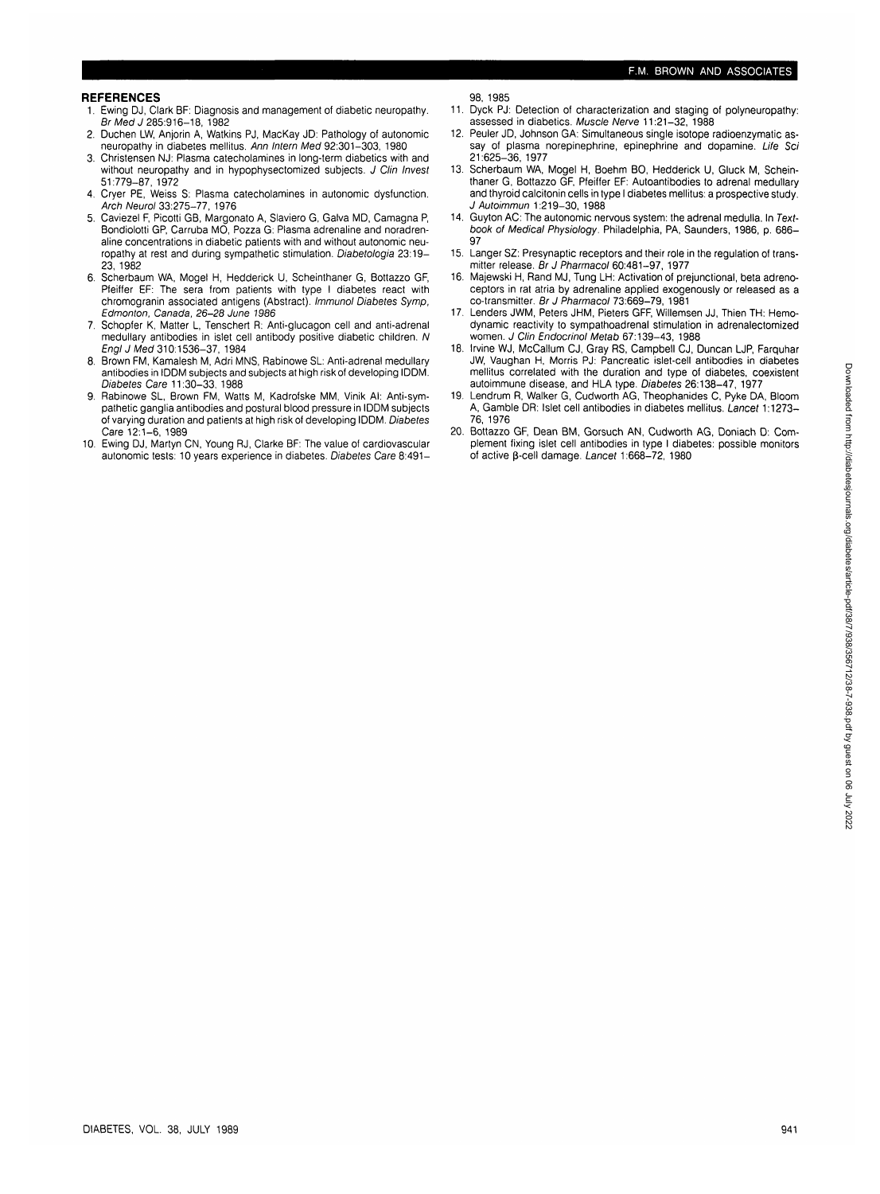## REFERENCES

1. Ewing DJ, Clark BF: Diagnosis and management of diabetic neuropathy. *Br Med J* 285:916–18, 1982
2. Duchen LW, Anjorin A, Watkins PJ, MacKay JD: Pathology of autonomic neuropathy in diabetes mellitus. *Ann Intern Med* 92:301–303, 1980
3. Christensen NJ: Plasma catecholamines in long-term diabetics with and without neuropathy and in hypophysectomized subjects. *J Clin Invest* 51:779–87, 1972
4. Cryer PE, Weiss S: Plasma catecholamines in autonomic dysfunction. *Arch Neurol* 33:275–77, 1976
5. Caviezel F, Picotti GB, Margonato A, Slaviero G, Galva MD, Camagna P, Bondiolotti GP, Carruba MO, Pozza G: Plasma adrenaline and noradrenaline concentrations in diabetic patients with and without autonomic neuropathy at rest and during sympathetic stimulation. *Diabetologia* 23:19–23, 1982
6. Scherbaum WA, Mogel H, Hedderick U, Scheinthaner G, Bottazzo GF, Pfeiffer EF: The sera from patients with type I diabetes react with chromogranin associated antigens (Abstract). *Immunol Diabetes Symp, Edmonton, Canada, 26–28 June 1986*
7. Schopfer K, Matter L, Tenschert R: Anti-glucagon cell and anti-adrenal medullary antibodies in islet cell antibody positive diabetic children. *N Engl J Med* 310:1536–37, 1984
8. Brown FM, Kamalesh M, Adri MNS, Rabinowe SL: Anti-adrenal medullary antibodies in IDDM subjects and subjects at high risk of developing IDDM. *Diabetes Care* 11:30–33, 1988
9. Rabinowe SL, Brown FM, Watts M, Kadrofske MM, Vinik AI: Anti-sympathetic ganglia antibodies and postural blood pressure in IDDM subjects of varying duration and patients at high risk of developing IDDM. *Diabetes Care* 12:1–6, 1989
10. Ewing DJ, Martyn CN, Young RJ, Clarke BF: The value of cardiovascular autonomic tests: 10 years experience in diabetes. *Diabetes Care* 8:491–98, 1985
11. Dyck PJ: Detection of characterization and staging of polyneuropathy: assessed in diabetics. *Muscle Nerve* 11:21–32, 1988
12. Peuler JD, Johnson GA: Simultaneous single isotope radioenzymatic assay of plasma norepinephrine, epinephrine and dopamine. *Life Sci* 21:625–36, 1977
13. Scherbaum WA, Mogel H, Boehm BO, Hedderick U, Gluck M, Scheinthaner G, Bottazzo GF, Pfeiffer EF: Autoantibodies to adrenal medullary and thyroid calcitonin cells in type I diabetes mellitus: a prospective study. *J Autoimmun* 1:219–30, 1988
14. Guyton AC: The autonomic nervous system: the adrenal medulla. In *Textbook of Medical Physiology*. Philadelphia, PA, Saunders, 1986, p. 686–97
15. Langer SZ: Presynaptic receptors and their role in the regulation of transmitter release. *Br J Pharmacol* 60:481–97, 1977
16. Majewski H, Rand MJ, Tung LH: Activation of prejunctional, beta adrenoceptors in rat atria by adrenaline applied exogenously or released as a co-transmitter. *Br J Pharmacol* 73:669–79, 1981
17. Lenders JWM, Peters JHM, Pieters GFF, Willemsen JJ, Thien TH: Hemodynamic reactivity to sympathoadrenal stimulation in adrenalectomized women. *J Clin Endocrinol Metab* 67:139–43, 1988
18. Irvine WJ, McCallum CJ, Gray RS, Campbell CJ, Duncan LJP, Farquhar JW, Vaughan H, Morris PJ: Pancreatic islet-cell antibodies in diabetes mellitus correlated with the duration and type of diabetes, coexistent autoimmune disease, and HLA type. *Diabetes* 26:138–47, 1977
19. Lendrum R, Walker G, Cudworth AG, Theophanides C, Pyke DA, Bloom A, Gamble DR: Islet cell antibodies in diabetes mellitus. *Lancet* 1:1273–76, 1976
20. Bottazzo GF, Dean BM, Gorsuch AN, Cudworth AG, Doniach D: Complement fixing islet cell antibodies in type I diabetes: possible monitors of active β-cell damage. *Lancet* 1:668–72, 1980